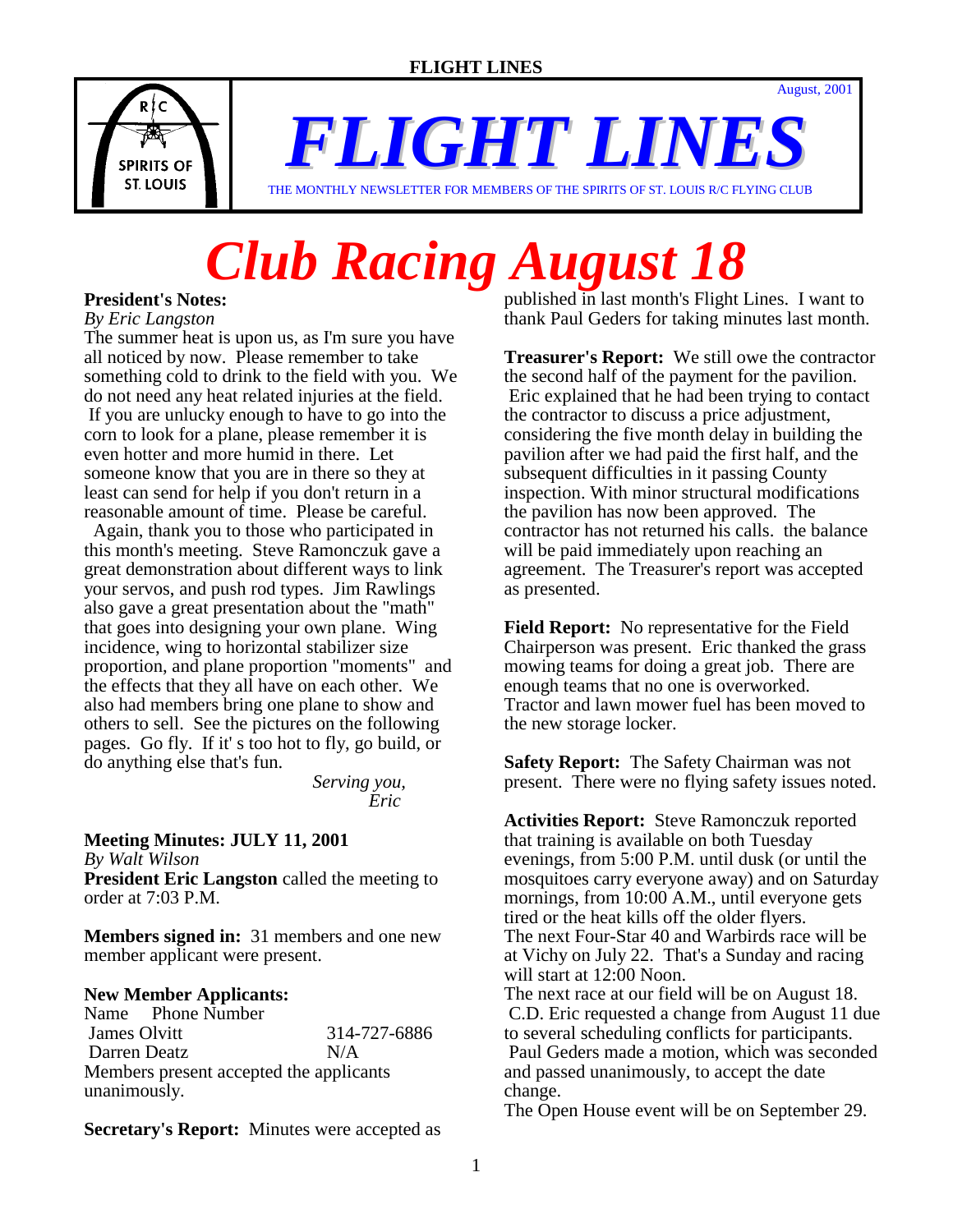August, 2001

# FLIGHT LINES

THE MONTHLY NEWSLETTER FOR MEMBERS OF THE SPIRITS OF ST. LOUIS R/C FLYING CLUB

# Club Racing August 18

**President's Notes:**
*By Eric Langston*
The summer heat is upon us, as I'm sure you have all noticed by now. Please remember to take something cold to drink to the field with you. We do not need any heat related injuries at the field. If you are unlucky enough to have to go into the corn to look for a plane, please remember it is even hotter and more humid in there. Let someone know that you are in there so they at least can send for help if you don't return in a reasonable amount of time. Please be careful.

Again, thank you to those who participated in this month's meeting. Steve Ramonczuk gave a great demonstration about different ways to link your servos, and push rod types. Jim Rawlings also gave a great presentation about the "math" that goes into designing your own plane. Wing incidence, wing to horizontal stabilizer size proportion, and plane proportion "moments" and the effects that they all have on each other. We also had members bring one plane to show and others to sell. See the pictures on the following pages. Go fly. If it' s too hot to fly, go build, or do anything else that's fun.

*Serving you,*
*Eric*

**Meeting Minutes: JULY 11, 2001**
*By Walt Wilson*
**President Eric Langston** called the meeting to order at 7:03 P.M.

**Members signed in:** 31 members and one new member applicant were present.

**New Member Applicants:**

| Name | Phone Number |
|---|---|
| James Olvitt | 314-727-6886 |
| Darren Deatz | N/A |

Members present accepted the applicants unanimously.

**Secretary's Report:** Minutes were accepted as published in last month's Flight Lines. I want to thank Paul Geders for taking minutes last month.

**Treasurer's Report:** We still owe the contractor the second half of the payment for the pavilion. Eric explained that he had been trying to contact the contractor to discuss a price adjustment, considering the five month delay in building the pavilion after we had paid the first half, and the subsequent difficulties in it passing County inspection. With minor structural modifications the pavilion has now been approved. The contractor has not returned his calls. the balance will be paid immediately upon reaching an agreement. The Treasurer's report was accepted as presented.

**Field Report:** No representative for the Field Chairperson was present. Eric thanked the grass mowing teams for doing a great job. There are enough teams that no one is overworked. Tractor and lawn mower fuel has been moved to the new storage locker.

**Safety Report:** The Safety Chairman was not present. There were no flying safety issues noted.

**Activities Report:** Steve Ramonczuk reported that training is available on both Tuesday evenings, from 5:00 P.M. until dusk (or until the mosquitoes carry everyone away) and on Saturday mornings, from 10:00 A.M., until everyone gets tired or the heat kills off the older flyers.
The next Four-Star 40 and Warbirds race will be at Vichy on July 22. That's a Sunday and racing will start at 12:00 Noon.
The next race at our field will be on August 18. C.D. Eric requested a change from August 11 due to several scheduling conflicts for participants. Paul Geders made a motion, which was seconded and passed unanimously, to accept the date change.
The Open House event will be on September 29.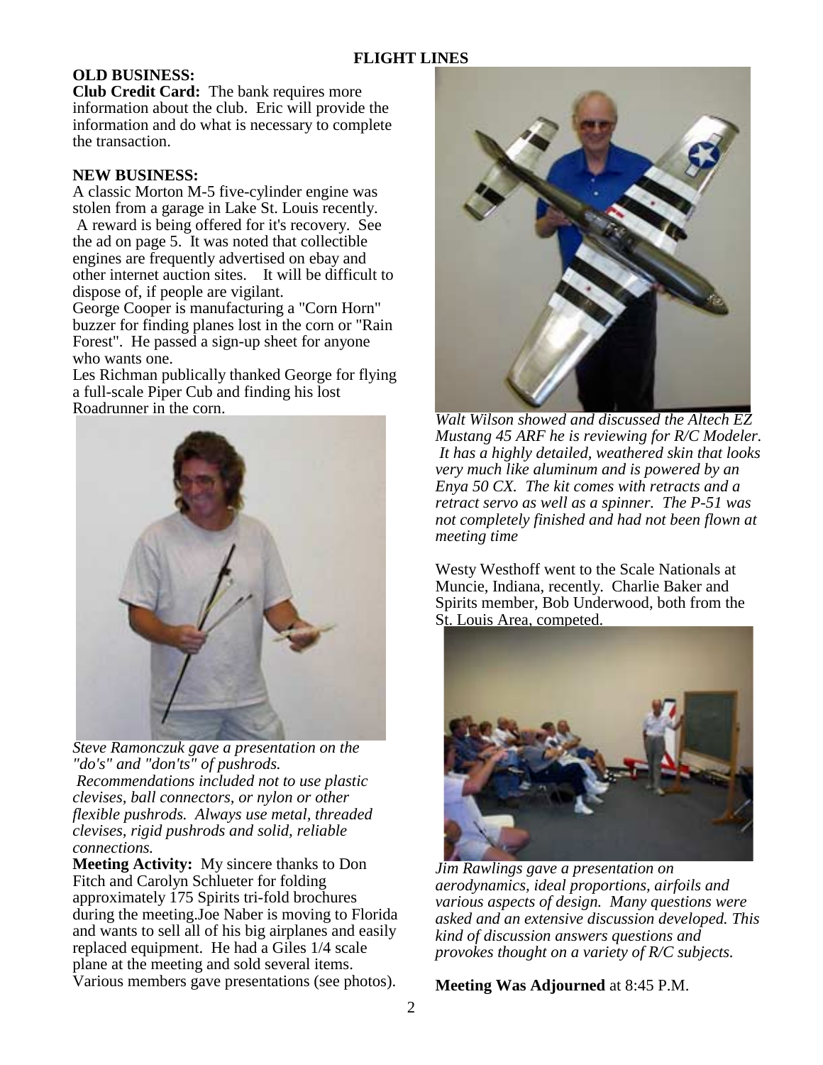## FLIGHT LINES

**OLD BUSINESS:**

**Club Credit Card:** The bank requires more information about the club. Eric will provide the information and do what is necessary to complete the transaction.

**NEW BUSINESS:**

A classic Morton M-5 five-cylinder engine was stolen from a garage in Lake St. Louis recently. A reward is being offered for it's recovery. See the ad on page 5. It was noted that collectible engines are frequently advertised on ebay and other internet auction sites. It will be difficult to dispose of, if people are vigilant.

George Cooper is manufacturing a "Corn Horn" buzzer for finding planes lost in the corn or "Rain Forest". He passed a sign-up sheet for anyone who wants one.

Les Richman publically thanked George for flying a full-scale Piper Cub and finding his lost Roadrunner in the corn.

*Steve Ramonczuk gave a presentation on the "do's" and "don'ts" of pushrods. Recommendations included not to use plastic clevises, ball connectors, or nylon or other flexible pushrods. Always use metal, threaded clevises, rigid pushrods and solid, reliable connections.*

**Meeting Activity:** My sincere thanks to Don Fitch and Carolyn Schlueter for folding approximately 175 Spirits tri-fold brochures during the meeting.Joe Naber is moving to Florida and wants to sell all of his big airplanes and easily replaced equipment. He had a Giles 1/4 scale plane at the meeting and sold several items. Various members gave presentations (see photos).

*Walt Wilson showed and discussed the Altech EZ Mustang 45 ARF he is reviewing for R/C Modeler. It has a highly detailed, weathered skin that looks very much like aluminum and is powered by an Enya 50 CX. The kit comes with retracts and a retract servo as well as a spinner. The P-51 was not completely finished and had not been flown at meeting time*

Westy Westhoff went to the Scale Nationals at Muncie, Indiana, recently. Charlie Baker and Spirits member, Bob Underwood, both from the St. Louis Area, competed.

*Jim Rawlings gave a presentation on aerodynamics, ideal proportions, airfoils and various aspects of design. Many questions were asked and an extensive discussion developed. This kind of discussion answers questions and provokes thought on a variety of R/C subjects.*

**Meeting Was Adjourned** at 8:45 P.M.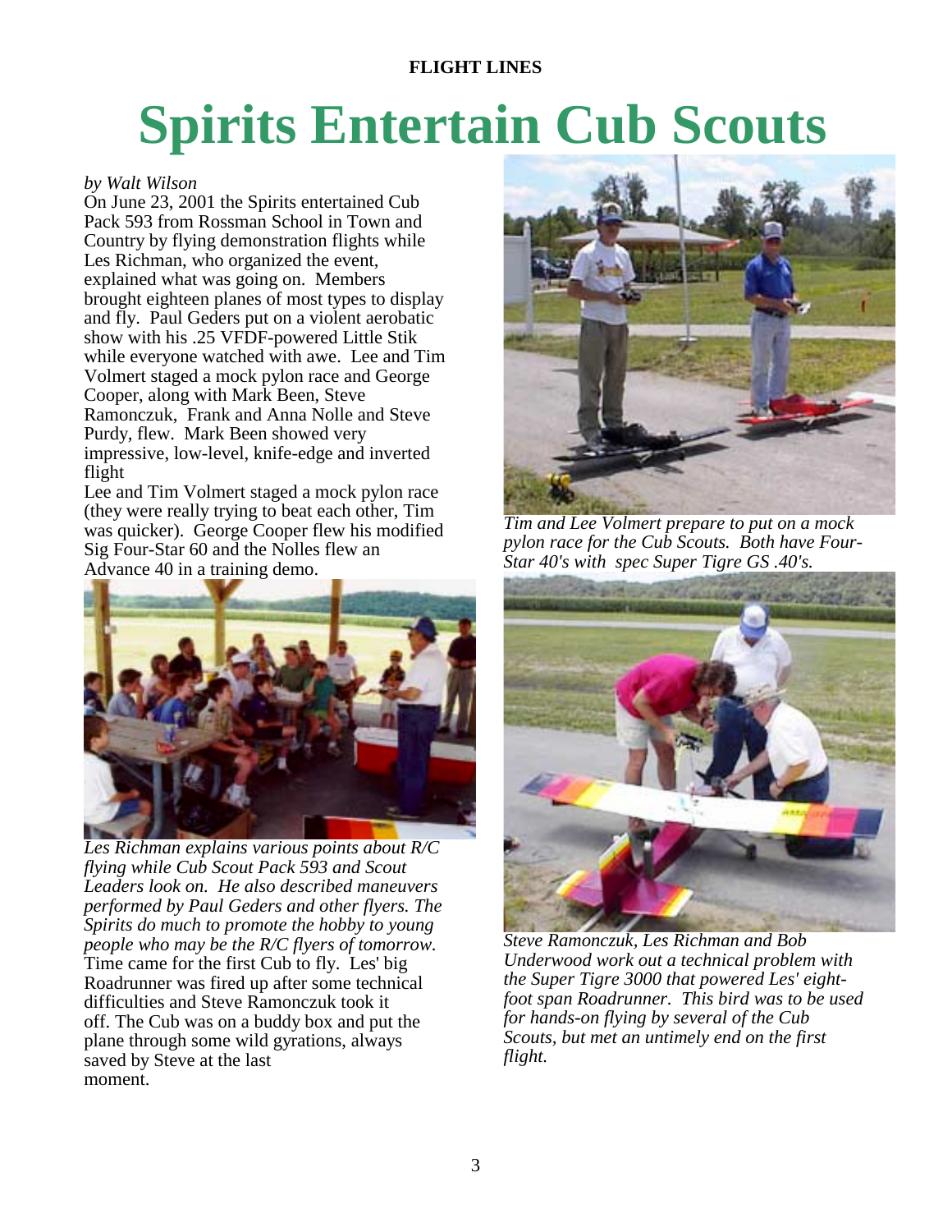# Spirits Entertain Cub Scouts

*by Walt Wilson*

On June 23, 2001 the Spirits entertained Cub Pack 593 from Rossman School in Town and Country by flying demonstration flights while Les Richman, who organized the event, explained what was going on. Members brought eighteen planes of most types to display and fly. Paul Geders put on a violent aerobatic show with his .25 VFDF-powered Little Stik while everyone watched with awe. Lee and Tim Volmert staged a mock pylon race and George Cooper, along with Mark Been, Steve Ramonczuk, Frank and Anna Nolle and Steve Purdy, flew. Mark Been showed very impressive, low-level, knife-edge and inverted flight

Lee and Tim Volmert staged a mock pylon race (they were really trying to beat each other, Tim was quicker). George Cooper flew his modified Sig Four-Star 60 and the Nolles flew an Advance 40 in a training demo.

*Les Richman explains various points about R/C flying while Cub Scout Pack 593 and Scout Leaders look on. He also described maneuvers performed by Paul Geders and other flyers. The Spirits do much to promote the hobby to young people who may be the R/C flyers of tomorrow.*

Time came for the first Cub to fly. Les' big Roadrunner was fired up after some technical difficulties and Steve Ramonczuk took it off. The Cub was on a buddy box and put the plane through some wild gyrations, always saved by Steve at the last moment.

*Tim and Lee Volmert prepare to put on a mock pylon race for the Cub Scouts. Both have Four-Star 40's with spec Super Tigre GS .40's.*

*Steve Ramonczuk, Les Richman and Bob Underwood work out a technical problem with the Super Tigre 3000 that powered Les' eight-foot span Roadrunner. This bird was to be used for hands-on flying by several of the Cub Scouts, but met an untimely end on the first flight.*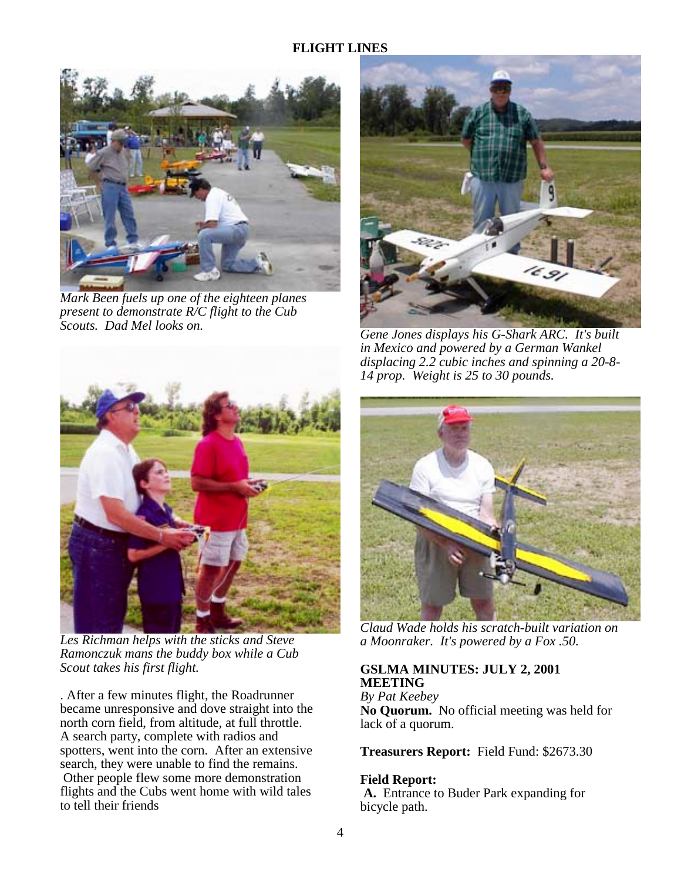*Mark Been fuels up one of the eighteen planes present to demonstrate R/C flight to the Cub Scouts. Dad Mel looks on.*

*Les Richman helps with the sticks and Steve Ramonczuk mans the buddy box while a Cub Scout takes his first flight.*

. After a few minutes flight, the Roadrunner became unresponsive and dove straight into the north corn field, from altitude, at full throttle. A search party, complete with radios and spotters, went into the corn. After an extensive search, they were unable to find the remains. Other people flew some more demonstration flights and the Cubs went home with wild tales to tell their friends

*Gene Jones displays his G-Shark ARC. It's built in Mexico and powered by a German Wankel displacing 2.2 cubic inches and spinning a 20-8-14 prop. Weight is 25 to 30 pounds.*

*Claud Wade holds his scratch-built variation on a Moonraker. It's powered by a Fox .50.*

## GSLMA MINUTES: JULY 2, 2001 MEETING

*By Pat Keebey*

**No Quorum.** No official meeting was held for lack of a quorum.

**Treasurers Report:** Field Fund: $2673.30

**Field Report:**

**A.** Entrance to Buder Park expanding for bicycle path.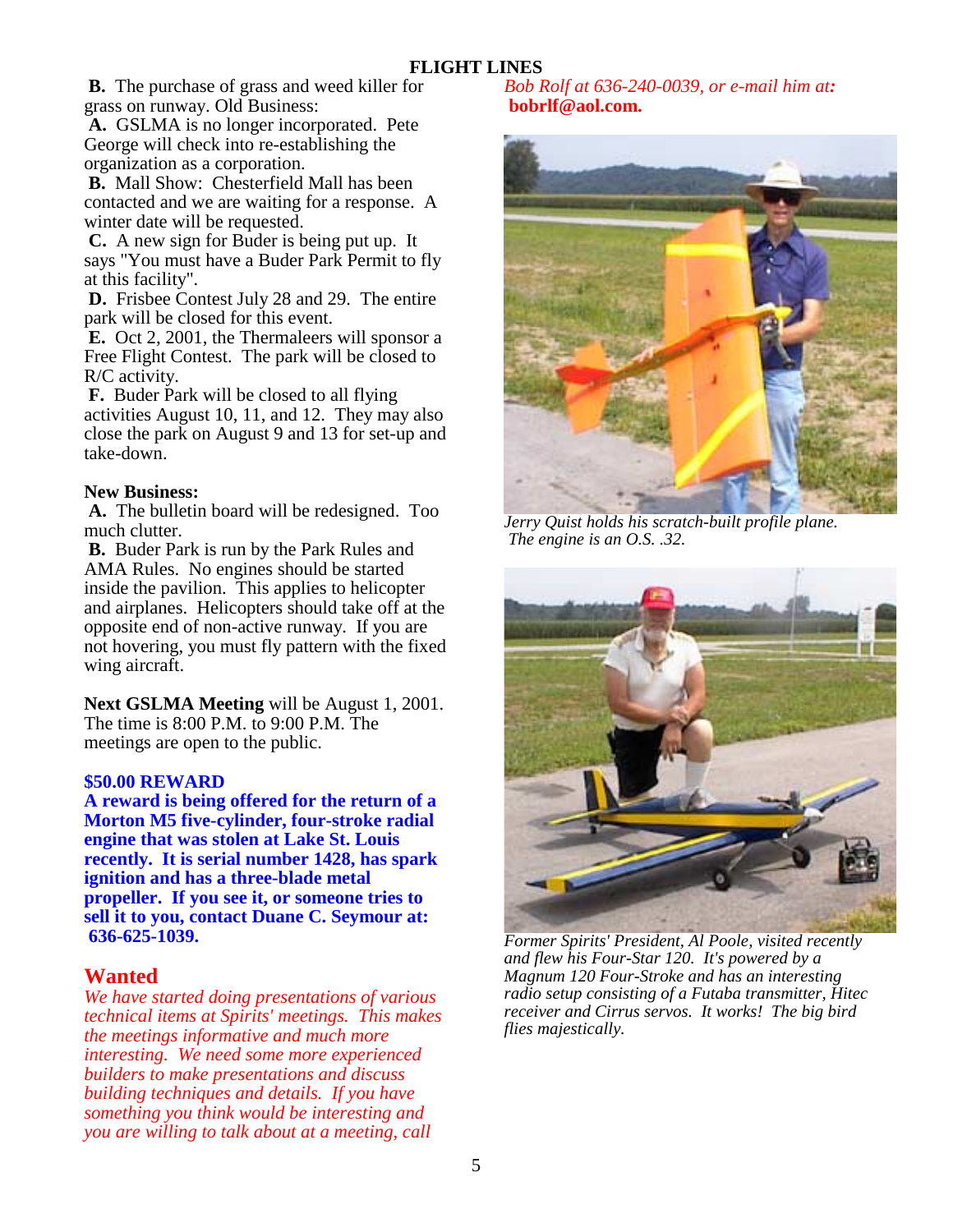**B.** The purchase of grass and weed killer for grass on runway. Old Business:

**A.** GSLMA is no longer incorporated. Pete George will check into re-establishing the organization as a corporation.

**B.** Mall Show: Chesterfield Mall has been contacted and we are waiting for a response. A winter date will be requested.

**C.** A new sign for Buder is being put up. It says "You must have a Buder Park Permit to fly at this facility".

**D.** Frisbee Contest July 28 and 29. The entire park will be closed for this event.

**E.** Oct 2, 2001, the Thermaleers will sponsor a Free Flight Contest. The park will be closed to R/C activity.

**F.** Buder Park will be closed to all flying activities August 10, 11, and 12. They may also close the park on August 9 and 13 for set-up and take-down.

**New Business:**

**A.** The bulletin board will be redesigned. Too much clutter.

**B.** Buder Park is run by the Park Rules and AMA Rules. No engines should be started inside the pavilion. This applies to helicopter and airplanes. Helicopters should take off at the opposite end of non-active runway. If you are not hovering, you must fly pattern with the fixed wing aircraft.

**Next GSLMA Meeting** will be August 1, 2001. The time is 8:00 P.M. to 9:00 P.M. The meetings are open to the public.

**$50.00 REWARD**

**A reward is being offered for the return of a Morton M5 five-cylinder, four-stroke radial engine that was stolen at Lake St. Louis recently. It is serial number 1428, has spark ignition and has a three-blade metal propeller. If you see it, or someone tries to sell it to you, contact Duane C. Seymour at: 636-625-1039.**

## Wanted

*We have started doing presentations of various technical items at Spirits' meetings. This makes the meetings informative and much more interesting. We need some more experienced builders to make presentations and discuss building techniques and details. If you have something you think would be interesting and you are willing to talk about at a meeting, call Bob Rolf at 636-240-0039, or e-mail him at:* **bobrlf@aol.com.**

*Jerry Quist holds his scratch-built profile plane. The engine is an O.S. .32.*

*Former Spirits' President, Al Poole, visited recently and flew his Four-Star 120. It's powered by a Magnum 120 Four-Stroke and has an interesting radio setup consisting of a Futaba transmitter, Hitec receiver and Cirrus servos. It works! The big bird flies majestically.*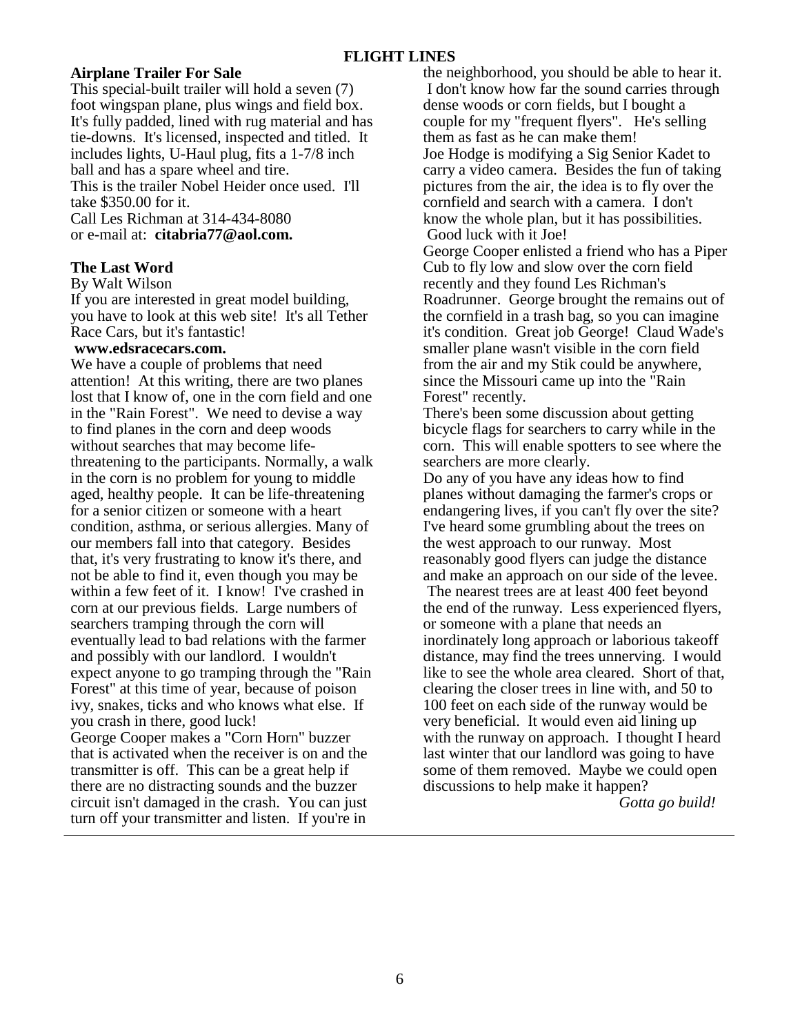## Airplane Trailer For Sale

This special-built trailer will hold a seven (7) foot wingspan plane, plus wings and field box. It's fully padded, lined with rug material and has tie-downs. It's licensed, inspected and titled. It includes lights, U-Haul plug, fits a 1-7/8 inch ball and has a spare wheel and tire.

This is the trailer Nobel Heider once used. I'll take $350.00 for it.

Call Les Richman at 314-434-8080
or e-mail at: **citabria77@aol.com.**

## The Last Word

By Walt Wilson

If you are interested in great model building, you have to look at this web site! It's all Tether Race Cars, but it's fantastic!

**www.edsracecars.com.**

We have a couple of problems that need attention! At this writing, there are two planes lost that I know of, one in the corn field and one in the "Rain Forest". We need to devise a way to find planes in the corn and deep woods without searches that may become life-threatening to the participants. Normally, a walk in the corn is no problem for young to middle aged, healthy people. It can be life-threatening for a senior citizen or someone with a heart condition, asthma, or serious allergies. Many of our members fall into that category. Besides that, it's very frustrating to know it's there, and not be able to find it, even though you may be within a few feet of it. I know! I've crashed in corn at our previous fields. Large numbers of searchers tramping through the corn will eventually lead to bad relations with the farmer and possibly with our landlord. I wouldn't expect anyone to go tramping through the "Rain Forest" at this time of year, because of poison ivy, snakes, ticks and who knows what else. If you crash in there, good luck!

George Cooper makes a "Corn Horn" buzzer that is activated when the receiver is on and the transmitter is off. This can be a great help if there are no distracting sounds and the buzzer circuit isn't damaged in the crash. You can just turn off your transmitter and listen. If you're in the neighborhood, you should be able to hear it. I don't know how far the sound carries through dense woods or corn fields, but I bought a couple for my "frequent flyers". He's selling them as fast as he can make them!

Joe Hodge is modifying a Sig Senior Kadet to carry a video camera. Besides the fun of taking pictures from the air, the idea is to fly over the cornfield and search with a camera. I don't know the whole plan, but it has possibilities. Good luck with it Joe!

George Cooper enlisted a friend who has a Piper Cub to fly low and slow over the corn field recently and they found Les Richman's Roadrunner. George brought the remains out of the cornfield in a trash bag, so you can imagine it's condition. Great job George! Claud Wade's smaller plane wasn't visible in the corn field from the air and my Stik could be anywhere, since the Missouri came up into the "Rain Forest" recently.

There's been some discussion about getting bicycle flags for searchers to carry while in the corn. This will enable spotters to see where the searchers are more clearly.

Do any of you have any ideas how to find planes without damaging the farmer's crops or endangering lives, if you can't fly over the site?

I've heard some grumbling about the trees on the west approach to our runway. Most reasonably good flyers can judge the distance and make an approach on our side of the levee. The nearest trees are at least 400 feet beyond the end of the runway. Less experienced flyers, or someone with a plane that needs an inordinately long approach or laborious takeoff distance, may find the trees unnerving. I would like to see the whole area cleared. Short of that, clearing the closer trees in line with, and 50 to 100 feet on each side of the runway would be very beneficial. It would even aid lining up with the runway on approach. I thought I heard last winter that our landlord was going to have some of them removed. Maybe we could open discussions to help make it happen?

*Gotta go build!*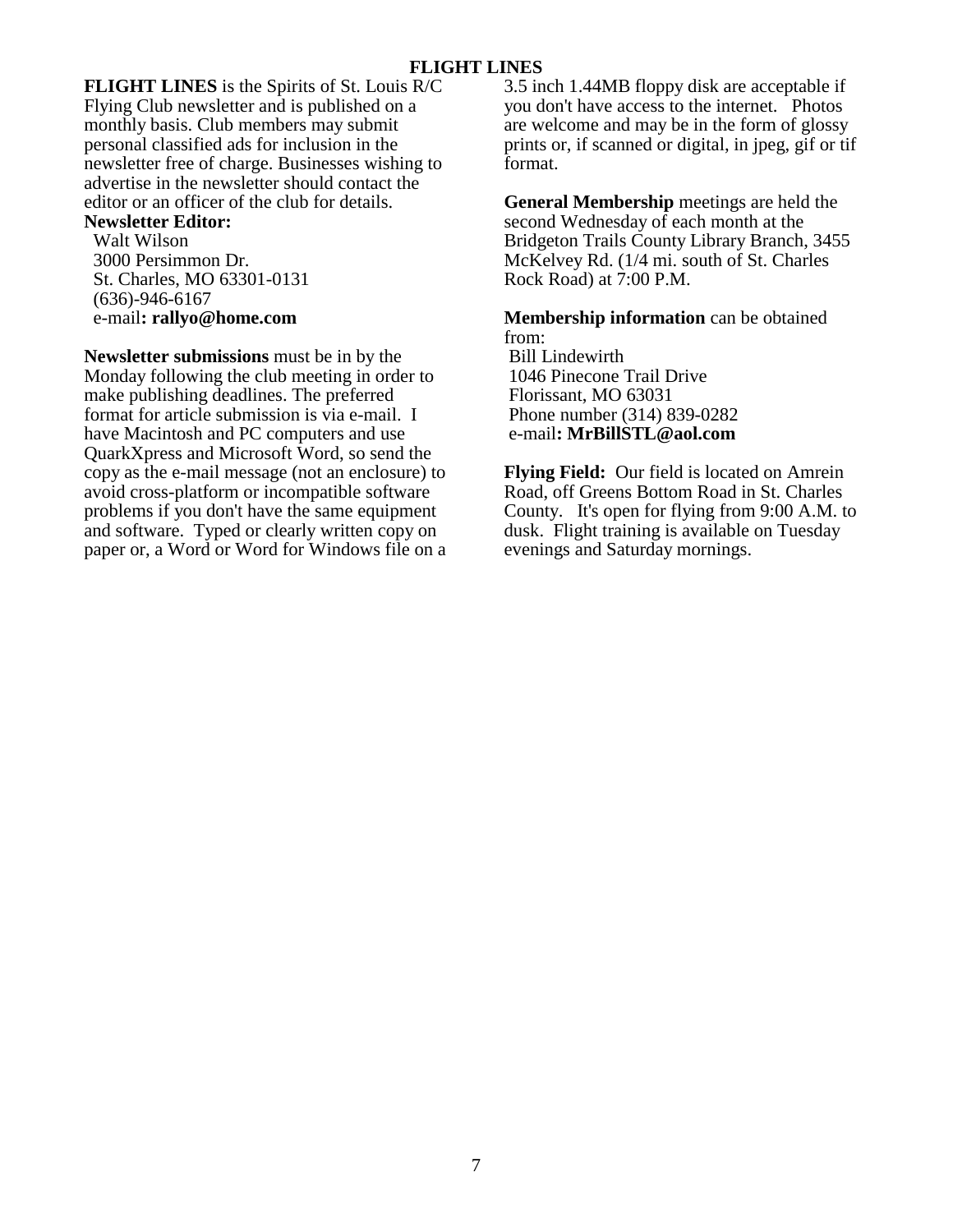# FLIGHT LINES

**FLIGHT LINES** is the Spirits of St. Louis R/C Flying Club newsletter and is published on a monthly basis. Club members may submit personal classified ads for inclusion in the newsletter free of charge. Businesses wishing to advertise in the newsletter should contact the editor or an officer of the club for details.

**Newsletter Editor:**
Walt Wilson
3000 Persimmon Dr.
St. Charles, MO 63301-0131
(636)-946-6167
e-mail**: rallyo@home.com**

**Newsletter submissions** must be in by the Monday following the club meeting in order to make publishing deadlines. The preferred format for article submission is via e-mail. I have Macintosh and PC computers and use QuarkXpress and Microsoft Word, so send the copy as the e-mail message (not an enclosure) to avoid cross-platform or incompatible software problems if you don't have the same equipment and software. Typed or clearly written copy on paper or, a Word or Word for Windows file on a 3.5 inch 1.44MB floppy disk are acceptable if you don't have access to the internet. Photos are welcome and may be in the form of glossy prints or, if scanned or digital, in jpeg, gif or tif format.

**General Membership** meetings are held the second Wednesday of each month at the Bridgeton Trails County Library Branch, 3455 McKelvey Rd. (1/4 mi. south of St. Charles Rock Road) at 7:00 P.M.

**Membership information** can be obtained from:
Bill Lindewirth
1046 Pinecone Trail Drive
Florissant, MO 63031
Phone number (314) 839-0282
e-mail**: MrBillSTL@aol.com**

**Flying Field:** Our field is located on Amrein Road, off Greens Bottom Road in St. Charles County. It's open for flying from 9:00 A.M. to dusk. Flight training is available on Tuesday evenings and Saturday mornings.